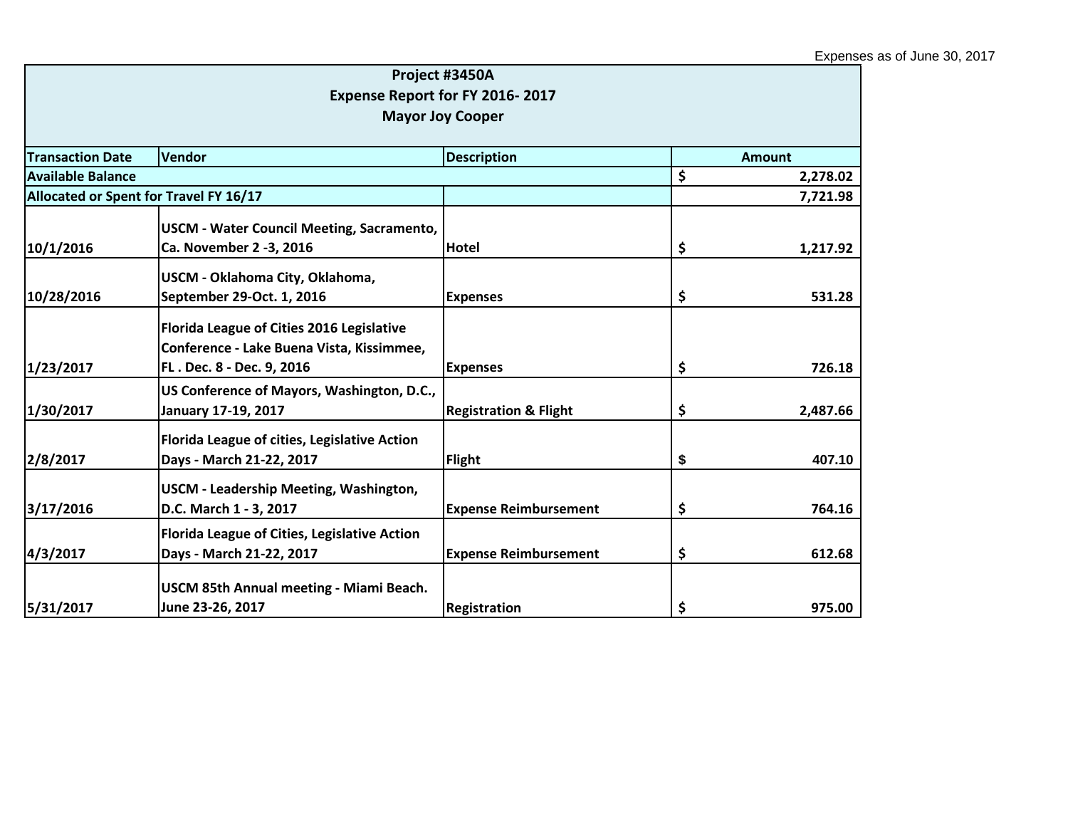Expenses as of June 30, 2017

| Project #3450A<br>Expense Report for FY 2016- 2017<br>Mayor Joy Cooper | | | |
|---|---|---|---|
| **Transaction Date** | **Vendor** | **Description** | **Amount** |
| **Available Balance** | | | **$ 2,278.02** |
| **Allocated or Spent for Travel FY 16/17** | | | **7,721.98** |
| **10/1/2016** | **USCM - Water Council Meeting, Sacramento, Ca. November 2 -3, 2016** | **Hotel** | **$ 1,217.92** |
| **10/28/2016** | **USCM - Oklahoma City, Oklahoma, September 29-Oct. 1, 2016** | **Expenses** | **$ 531.28** |
| **1/23/2017** | **Florida League of Cities 2016 Legislative Conference - Lake Buena Vista, Kissimmee, FL . Dec. 8 - Dec. 9, 2016** | **Expenses** | **$ 726.18** |
| **1/30/2017** | **US Conference of Mayors, Washington, D.C., January 17-19, 2017** | **Registration & Flight** | **$ 2,487.66** |
| **2/8/2017** | **Florida League of cities, Legislative Action Days - March 21-22, 2017** | **Flight** | **$ 407.10** |
| **3/17/2016** | **USCM - Leadership Meeting, Washington, D.C. March 1 - 3, 2017** | **Expense Reimbursement** | **$ 764.16** |
| **4/3/2017** | **Florida League of Cities, Legislative Action Days - March 21-22, 2017** | **Expense Reimbursement** | **$ 612.68** |
| **5/31/2017** | **USCM 85th Annual meeting - Miami Beach. June 23-26, 2017** | **Registration** | **$ 975.00** |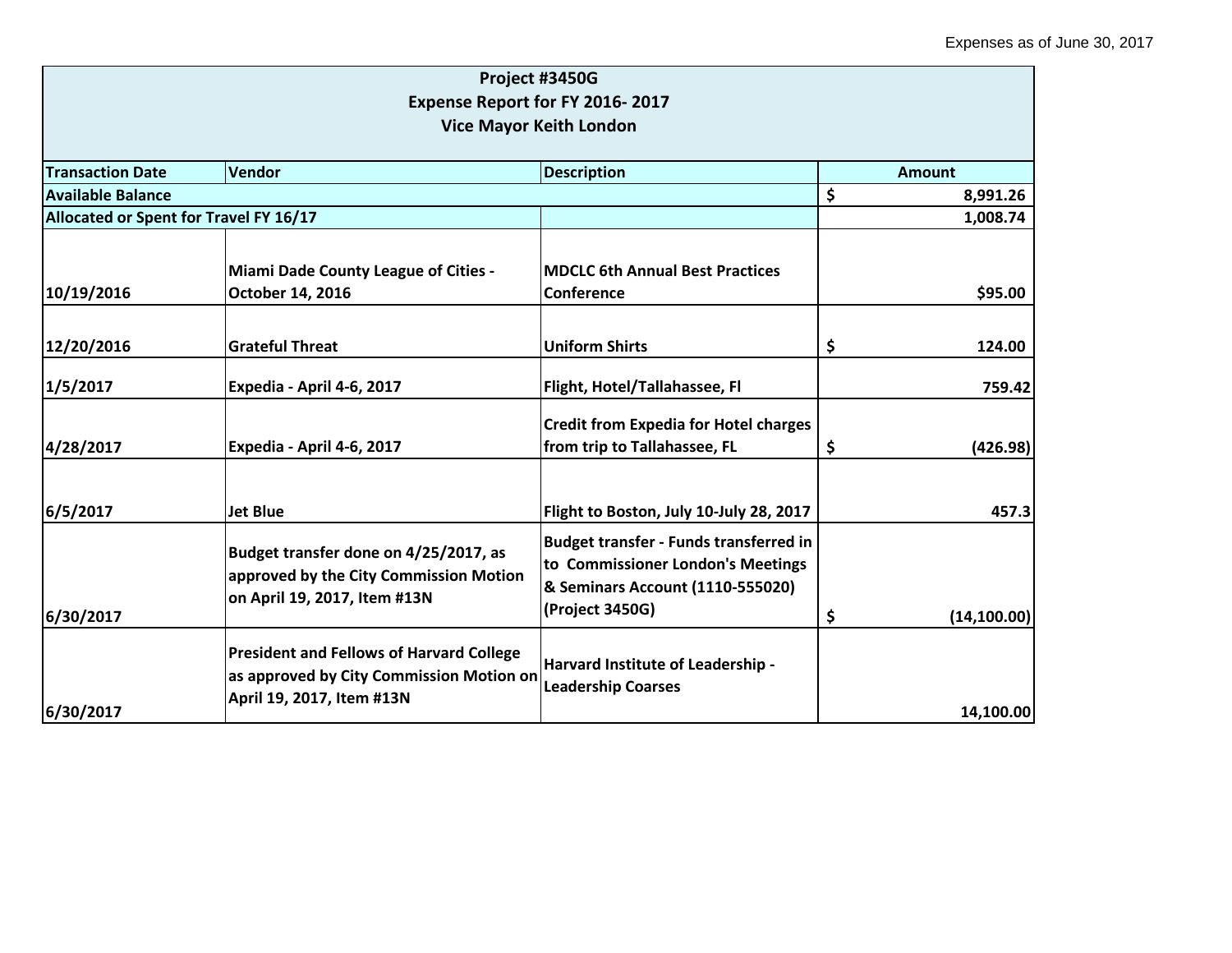Expenses as of June 30, 2017

| Project #3450G<br>Expense Report for FY 2016- 2017<br>Vice Mayor Keith London | | | |
|---|---|---|---|
| **Transaction Date** | **Vendor** | **Description** | **Amount** |
| **Available Balance** | | | **$ 8,991.26** |
| **Allocated or Spent for Travel FY 16/17** | | | **1,008.74** |
| **10/19/2016** | **Miami Dade County League of Cities - October 14, 2016** | **MDCLC 6th Annual Best Practices Conference** | **$95.00** |
| **12/20/2016** | **Grateful Threat** | **Uniform Shirts** | **$ 124.00** |
| **1/5/2017** | **Expedia - April 4-6, 2017** | **Flight, Hotel/Tallahassee, Fl** | **759.42** |
| **4/28/2017** | **Expedia - April 4-6, 2017** | **Credit from Expedia for Hotel charges from trip to Tallahassee, FL** | **$ (426.98)** |
| **6/5/2017** | **Jet Blue** | **Flight to Boston, July 10-July 28, 2017** | **457.3** |
| **6/30/2017** | **Budget transfer done on 4/25/2017, as approved by the City Commission Motion on April 19, 2017, Item #13N** | **Budget transfer - Funds transferred in to Commissioner London's Meetings & Seminars Account (1110-555020) (Project 3450G)** | **$ (14,100.00)** |
| **6/30/2017** | **President and Fellows of Harvard College as approved by City Commission Motion on April 19, 2017, Item #13N** | **Harvard Institute of Leadership - Leadership Coarses** | **14,100.00** |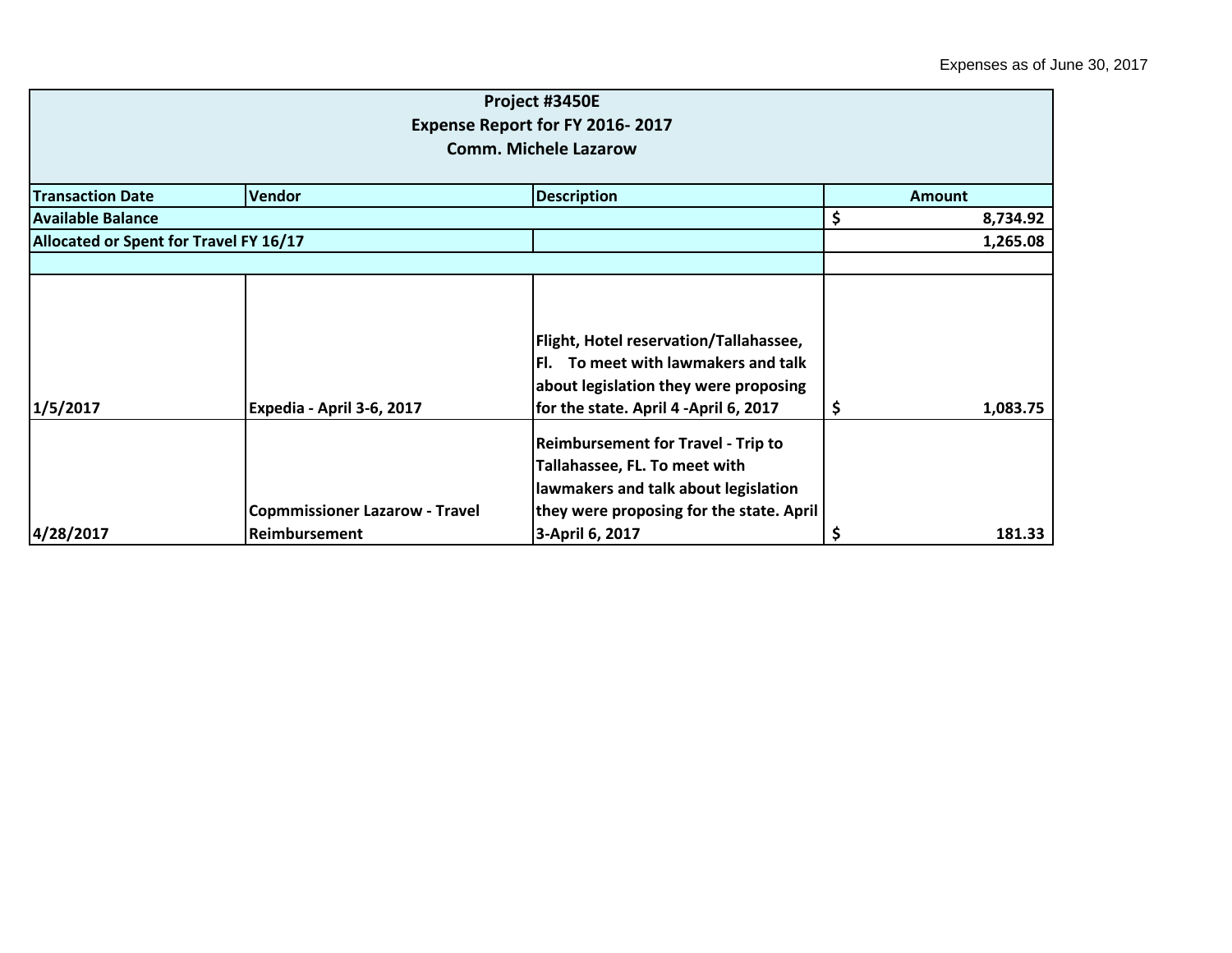Expenses as of June 30, 2017

| Project #3450E<br>Expense Report for FY 2016- 2017<br>Comm. Michele Lazarow | | | |
|---|---|---|---|
| **Transaction Date** | **Vendor** | **Description** | **Amount** |
| **Available Balance** | | | **$ 8,734.92** |
| **Allocated or Spent for Travel FY 16/17** | | | **1,265.08** |
| | | | |
| **1/5/2017** | **Expedia - April 3-6, 2017** | **Flight, Hotel reservation/Tallahassee, Fl. To meet with lawmakers and talk about legislation they were proposing for the state. April 4 -April 6, 2017** | **$ 1,083.75** |
| **4/28/2017** | **Copmmissioner Lazarow - Travel Reimbursement** | **Reimbursement for Travel - Trip to Tallahassee, FL. To meet with lawmakers and talk about legislation they were proposing for the state. April 3-April 6, 2017** | **$ 181.33** |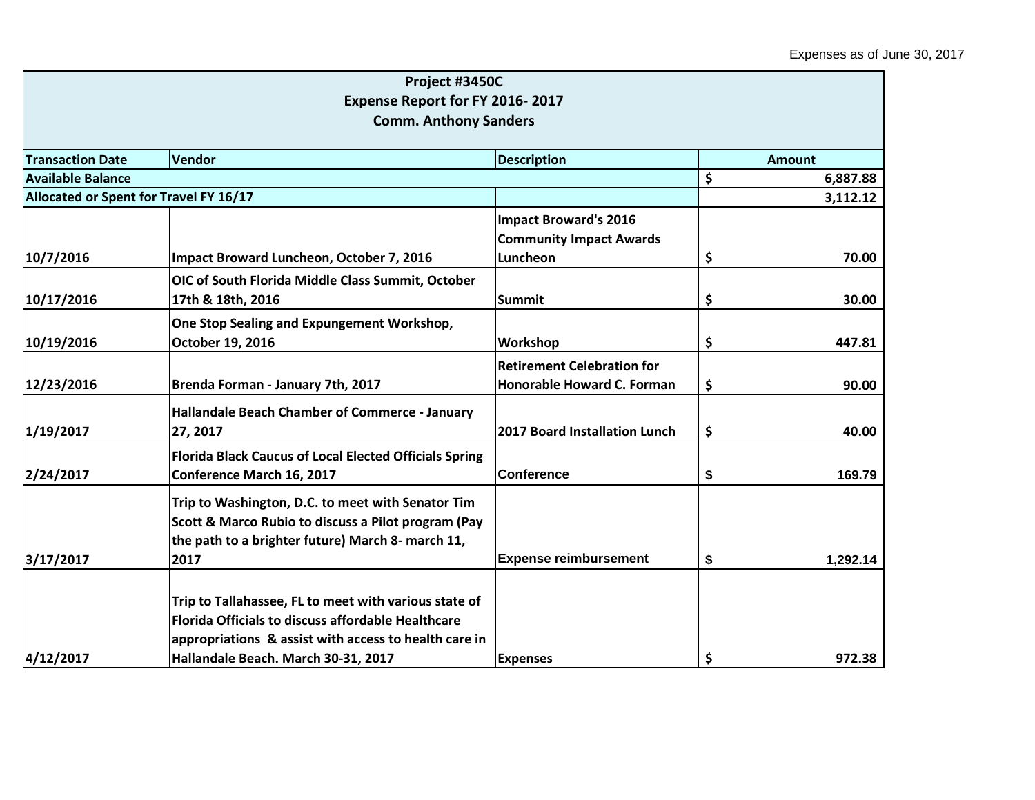Expenses as of June 30, 2017

| Project #3450C<br>Expense Report for FY 2016- 2017<br>Comm. Anthony Sanders | | | |
|---|---|---|---|
| **Transaction Date** | **Vendor** | **Description** | **Amount** |
| **Available Balance** | | | **$ 6,887.88** |
| **Allocated or Spent for Travel FY 16/17** | | | **3,112.12** |
| **10/7/2016** | **Impact Broward Luncheon, October 7, 2016** | **Impact Broward's 2016 Community Impact Awards Luncheon** | **$ 70.00** |
| **10/17/2016** | **OIC of South Florida Middle Class Summit, October 17th & 18th, 2016** | **Summit** | **$ 30.00** |
| **10/19/2016** | **One Stop Sealing and Expungement Workshop, October 19, 2016** | **Workshop** | **$ 447.81** |
| **12/23/2016** | **Brenda Forman - January 7th, 2017** | **Retirement Celebration for Honorable Howard C. Forman** | **$ 90.00** |
| **1/19/2017** | **Hallandale Beach Chamber of Commerce - January 27, 2017** | **2017 Board Installation Lunch** | **$ 40.00** |
| **2/24/2017** | **Florida Black Caucus of Local Elected Officials Spring Conference March 16, 2017** | **Conference** | **$ 169.79** |
| **3/17/2017** | **Trip to Washington, D.C. to meet with Senator Tim Scott & Marco Rubio to discuss a Pilot program (Pay the path to a brighter future) March 8- march 11, 2017** | **Expense reimbursement** | **$ 1,292.14** |
| **4/12/2017** | **Trip to Tallahassee, FL to meet with various state of Florida Officials to discuss affordable Healthcare appropriations & assist with access to health care in Hallandale Beach. March 30-31, 2017** | **Expenses** | **$ 972.38** |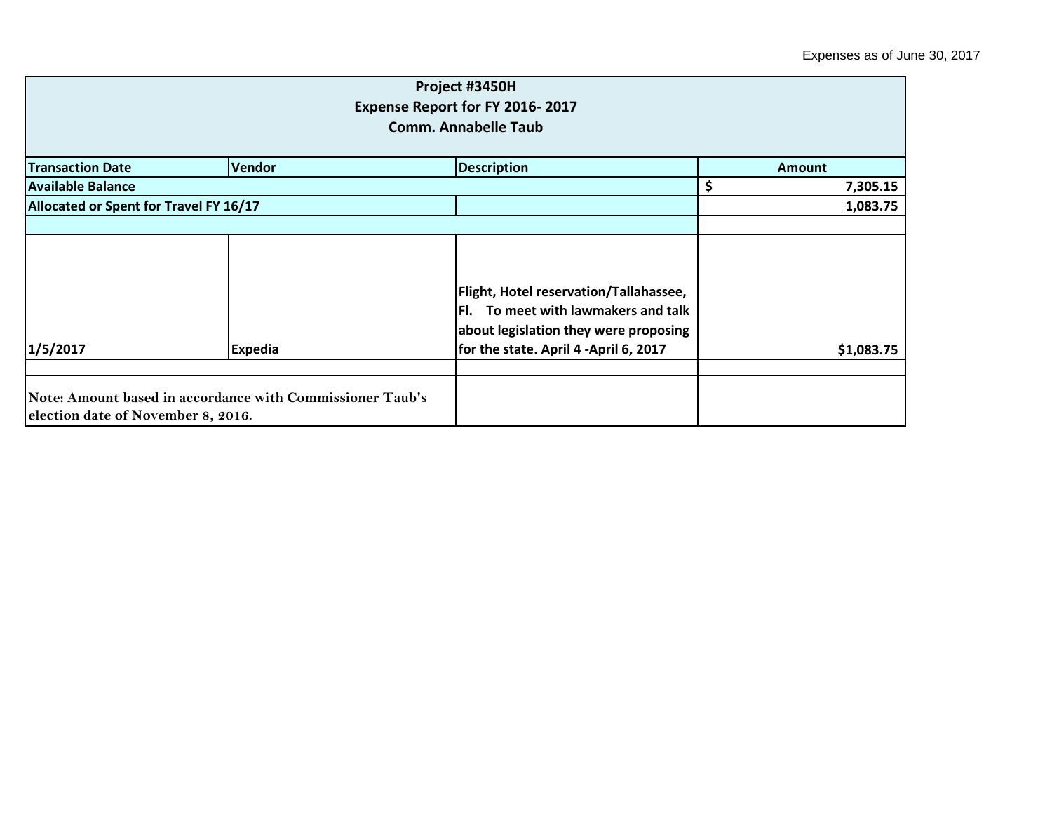Expenses as of June 30, 2017

| Project #3450H<br>Expense Report for FY 2016- 2017<br>Comm. Annabelle Taub | | | |
|---|---|---|---|
| **Transaction Date** | **Vendor** | **Description** | **Amount** |
| **Available Balance** | | | **$ 7,305.15** |
| **Allocated or Spent for Travel FY 16/17** | | | **1,083.75** |
| | | | |
| **1/5/2017** | **Expedia** | **Flight, Hotel reservation/Tallahassee, Fl. To meet with lawmakers and talk about legislation they were proposing for the state. April 4 -April 6, 2017** | **$1,083.75** |
| | | | |
| **Note: Amount based in accordance with Commissioner Taub's election date of November 8, 2016.** | | | |